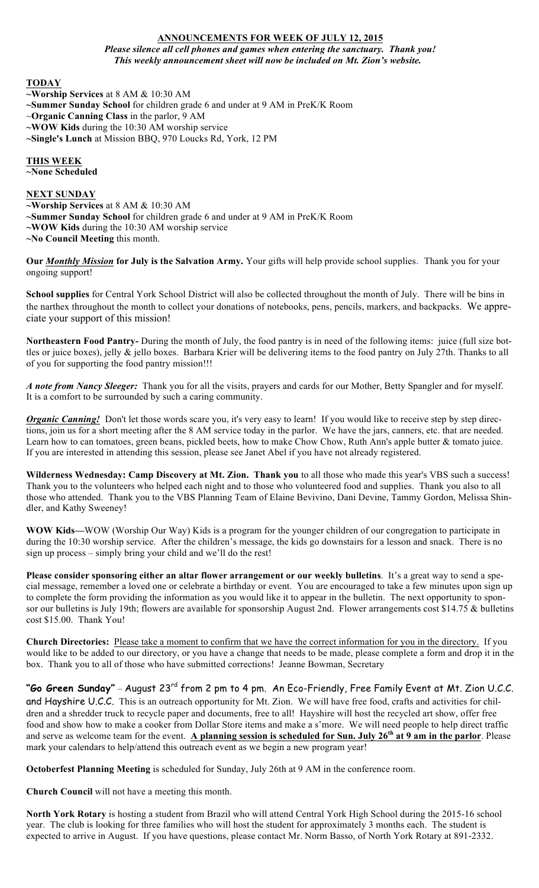## ANNOUNCEMENTS FOR WEEK OF JULY 12, 2015

***Please silence all cell phones and games when entering the sanctuary. Thank you!***
***This weekly announcement sheet will now be included on Mt. Zion's website.***

**TODAY**

~**Worship Services** at 8 AM & 10:30 AM
~**Summer Sunday School** for children grade 6 and under at 9 AM in PreK/K Room
~**Organic Canning Class** in the parlor, 9 AM
~**WOW Kids** during the 10:30 AM worship service
~**Single's Lunch** at Mission BBQ, 970 Loucks Rd, York, 12 PM

**THIS WEEK**

~**None Scheduled**

**NEXT SUNDAY**

~**Worship Services** at 8 AM & 10:30 AM
~**Summer Sunday School** for children grade 6 and under at 9 AM in PreK/K Room
~**WOW Kids** during the 10:30 AM worship service
~**No Council Meeting** this month.

**Our *Monthly Mission* for July is the Salvation Army.** Your gifts will help provide school supplies. Thank you for your ongoing support!

**School supplies** for Central York School District will also be collected throughout the month of July. There will be bins in the narthex throughout the month to collect your donations of notebooks, pens, pencils, markers, and backpacks. We appreciate your support of this mission!

**Northeastern Food Pantry-** During the month of July, the food pantry is in need of the following items: juice (full size bottles or juice boxes), jelly & jello boxes. Barbara Krier will be delivering items to the food pantry on July 27th. Thanks to all of you for supporting the food pantry mission!!!

***A note from Nancy Sleeger:*** Thank you for all the visits, prayers and cards for our Mother, Betty Spangler and for myself. It is a comfort to be surrounded by such a caring community.

***Organic Canning!*** Don't let those words scare you, it's very easy to learn! If you would like to receive step by step directions, join us for a short meeting after the 8 AM service today in the parlor. We have the jars, canners, etc. that are needed. Learn how to can tomatoes, green beans, pickled beets, how to make Chow Chow, Ruth Ann's apple butter & tomato juice. If you are interested in attending this session, please see Janet Abel if you have not already registered.

**Wilderness Wednesday: Camp Discovery at Mt. Zion. Thank you** to all those who made this year's VBS such a success! Thank you to the volunteers who helped each night and to those who volunteered food and supplies. Thank you also to all those who attended. Thank you to the VBS Planning Team of Elaine Bevivino, Dani Devine, Tammy Gordon, Melissa Shindler, and Kathy Sweeney!

**WOW Kids—**WOW (Worship Our Way) Kids is a program for the younger children of our congregation to participate in during the 10:30 worship service. After the children's message, the kids go downstairs for a lesson and snack. There is no sign up process – simply bring your child and we'll do the rest!

**Please consider sponsoring either an altar flower arrangement or our weekly bulletins**. It's a great way to send a special message, remember a loved one or celebrate a birthday or event. You are encouraged to take a few minutes upon sign up to complete the form providing the information as you would like it to appear in the bulletin. The next opportunity to sponsor our bulletins is July 19th; flowers are available for sponsorship August 2nd. Flower arrangements cost $14.75 & bulletins cost $15.00. Thank You!

**Church Directories:** Please take a moment to confirm that we have the correct information for you in the directory. If you would like to be added to our directory, or you have a change that needs to be made, please complete a form and drop it in the box. Thank you to all of those who have submitted corrections! Jeanne Bowman, Secretary

**"Go Green Sunday"** – August 23rd from 2 pm to 4 pm. An Eco-Friendly, Free Family Event at Mt. Zion U.C.C. and Hayshire U.C.C. This is an outreach opportunity for Mt. Zion. We will have free food, crafts and activities for children and a shredder truck to recycle paper and documents, free to all! Hayshire will host the recycled art show, offer free food and show how to make a cooker from Dollar Store items and make a s'more. We will need people to help direct traffic and serve as welcome team for the event. **A planning session is scheduled for Sun. July 26th at 9 am in the parlor**. Please mark your calendars to help/attend this outreach event as we begin a new program year!

**Octoberfest Planning Meeting** is scheduled for Sunday, July 26th at 9 AM in the conference room.

**Church Council** will not have a meeting this month.

**North York Rotary** is hosting a student from Brazil who will attend Central York High School during the 2015-16 school year. The club is looking for three families who will host the student for approximately 3 months each. The student is expected to arrive in August. If you have questions, please contact Mr. Norm Basso, of North York Rotary at 891-2332.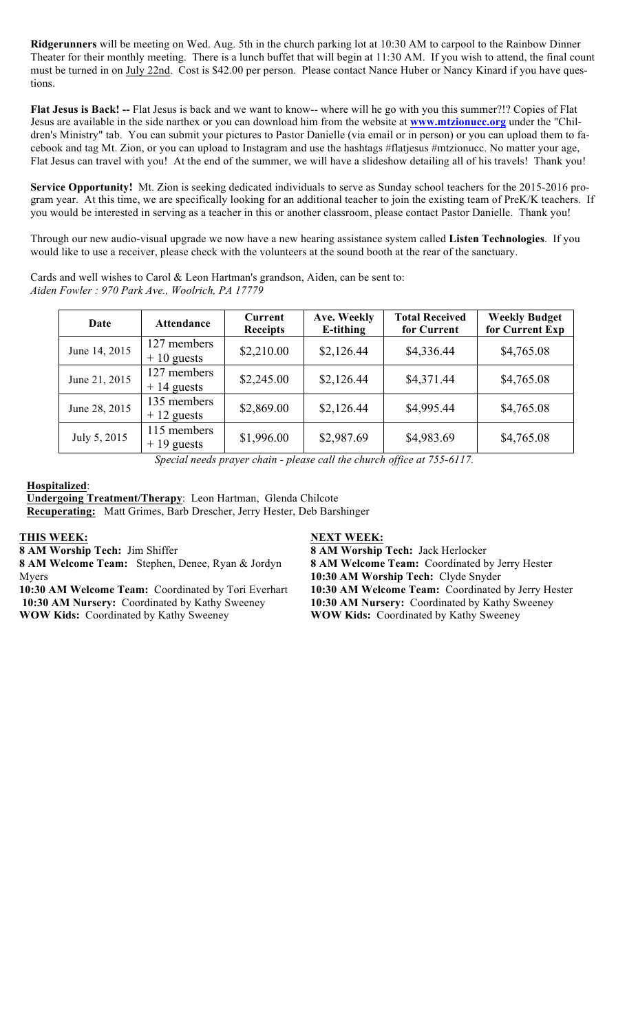**Ridgerunners** will be meeting on Wed. Aug. 5th in the church parking lot at 10:30 AM to carpool to the Rainbow Dinner Theater for their monthly meeting. There is a lunch buffet that will begin at 11:30 AM. If you wish to attend, the final count must be turned in on July 22nd. Cost is $42.00 per person. Please contact Nance Huber or Nancy Kinard if you have questions.

**Flat Jesus is Back! --** Flat Jesus is back and we want to know-- where will he go with you this summer?!? Copies of Flat Jesus are available in the side narthex or you can download him from the website at **www.mtzionucc.org** under the "Children's Ministry" tab. You can submit your pictures to Pastor Danielle (via email or in person) or you can upload them to facebook and tag Mt. Zion, or you can upload to Instagram and use the hashtags #flatjesus #mtzionucc. No matter your age, Flat Jesus can travel with you! At the end of the summer, we will have a slideshow detailing all of his travels! Thank you!

**Service Opportunity!** Mt. Zion is seeking dedicated individuals to serve as Sunday school teachers for the 2015-2016 program year. At this time, we are specifically looking for an additional teacher to join the existing team of PreK/K teachers. If you would be interested in serving as a teacher in this or another classroom, please contact Pastor Danielle. Thank you!

Through our new audio-visual upgrade we now have a new hearing assistance system called **Listen Technologies**. If you would like to use a receiver, please check with the volunteers at the sound booth at the rear of the sanctuary.

Cards and well wishes to Carol & Leon Hartman's grandson, Aiden, can be sent to:
*Aiden Fowler : 970 Park Ave., Woolrich, PA 17779*

| Date | Attendance | Current Receipts | Ave. Weekly E-tithing | Total Received for Current | Weekly Budget for Current Exp |
|---|---|---|---|---|---|
| June 14, 2015 | 127 members + 10 guests | $2,210.00 | $2,126.44 | $4,336.44 | $4,765.08 |
| June 21, 2015 | 127 members + 14 guests | $2,245.00 | $2,126.44 | $4,371.44 | $4,765.08 |
| June 28, 2015 | 135 members + 12 guests | $2,869.00 | $2,126.44 | $4,995.44 | $4,765.08 |
| July 5, 2015 | 115 members + 19 guests | $1,996.00 | $2,987.69 | $4,983.69 | $4,765.08 |

*Special needs prayer chain - please call the church office at 755-6117.*

**Hospitalized**:
**Undergoing Treatment/Therapy**: Leon Hartman, Glenda Chilcote
**Recuperating:** Matt Grimes, Barb Drescher, Jerry Hester, Deb Barshinger

**THIS WEEK:**

**8 AM Worship Tech:** Jim Shiffer
**8 AM Welcome Team:** Stephen, Denee, Ryan & Jordyn Myers
**10:30 AM Welcome Team:** Coordinated by Tori Everhart
**10:30 AM Nursery:** Coordinated by Kathy Sweeney
**WOW Kids:** Coordinated by Kathy Sweeney

**NEXT WEEK:**

**8 AM Worship Tech:** Jack Herlocker
**8 AM Welcome Team:** Coordinated by Jerry Hester
**10:30 AM Worship Tech:** Clyde Snyder
**10:30 AM Welcome Team:** Coordinated by Jerry Hester
**10:30 AM Nursery:** Coordinated by Kathy Sweeney
**WOW Kids:** Coordinated by Kathy Sweeney